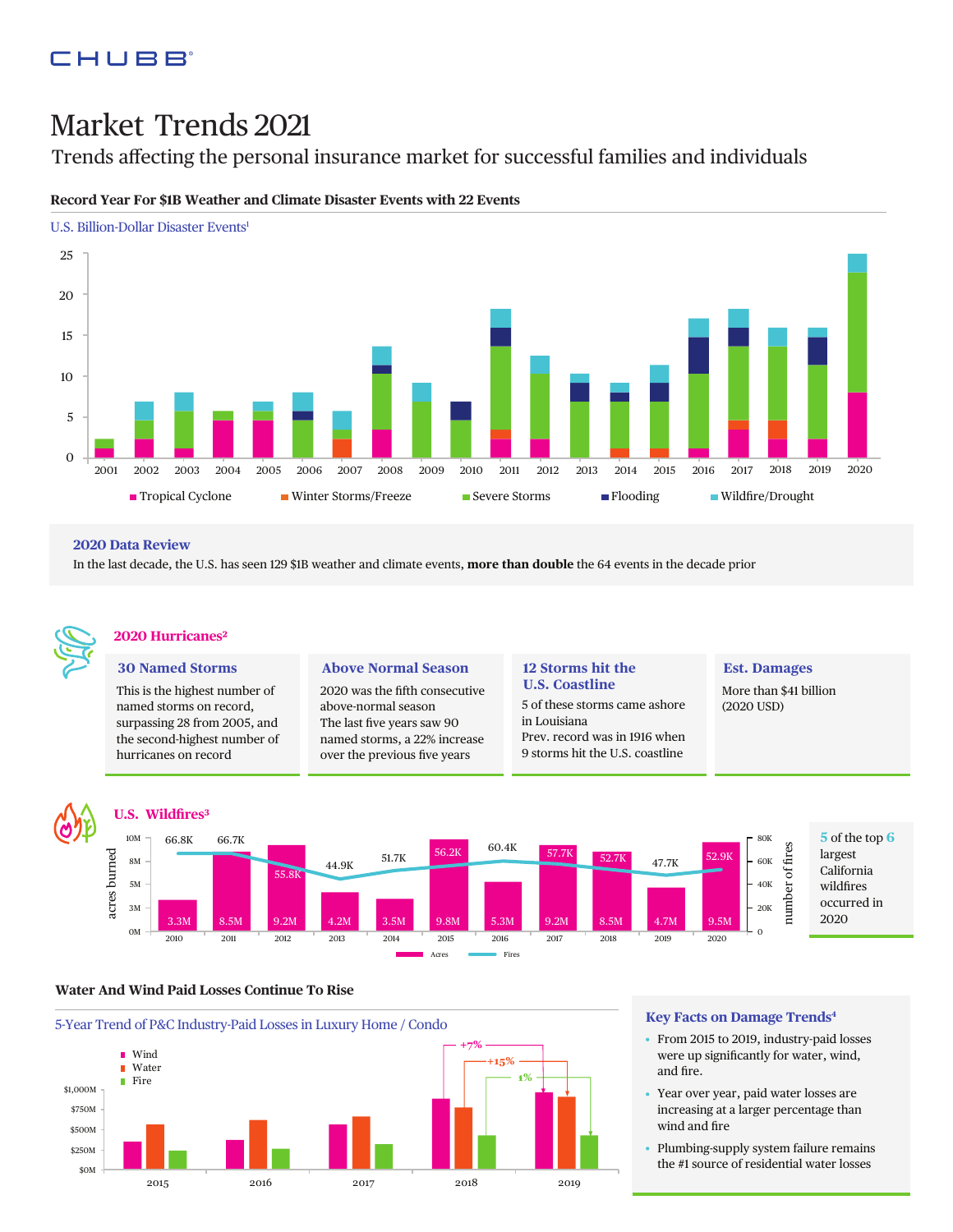CHUBB

# Market Trends 2021

Trends affecting the personal insurance market for successful families and individuals

## Record Year For $1B Weather and Climate Disaster Events with 22 Events

U.S. Billion-Dollar Disaster Events[1]

Legend: Tropical Cyclone, Winter Storms/Freeze, Severe Storms, Flooding, Wildfire/Drought

### 2020 Data Review

In the last decade, the U.S. has seen 129 $1B weather and climate events, **more than double** the 64 events in the decade prior

### 2020 Hurricanes[2]

**30 Named Storms**

This is the highest number of named storms on record, surpassing 28 from 2005, and the second-highest number of hurricanes on record

**Above Normal Season**

2020 was the fifth consecutive above-normal season

The last five years saw 90 named storms, a 22% increase over the previous five years

**12 Storms hit the U.S. Coastline**

5 of these storms came ashore in Louisiana

Prev. record was in 1916 when 9 storms hit the U.S. coastline

**Est. Damages**

More than $41 billion (2020 USD)

### U.S. Wildfires[3]

| Year | Acres burned | Number of fires |
|---|---|---|
| 2010 | 3.3M | 66.8K |
| 2011 | 8.5M | 66.7K |
| 2012 | 9.2M | 55.8K |
| 2013 | 4.2M | 44.9K |
| 2014 | 3.5M | 51.7K |
| 2015 | 9.8M | 56.2K |
| 2016 | 5.3M | 60.4K |
| 2017 | 9.2M | 57.7K |
| 2018 | 8.5M | 52.7K |
| 2019 | 4.7M | 47.7K |
| 2020 | 9.5M | 52.9K |

5 of the top 6 largest California wildfires occurred in 2020

## Water And Wind Paid Losses Continue To Rise

5-Year Trend of P&C Industry-Paid Losses in Luxury Home / Condo

Legend: Wind, Water, Fire

2018 to 2019: Wind +7%, Water +15%, Fire 1%

### Key Facts on Damage Trends[4]

- From 2015 to 2019, industry-paid losses were up significantly for water, wind, and fire.
- Year over year, paid water losses are increasing at a larger percentage than wind and fire
- Plumbing-supply system failure remains the #1 source of residential water losses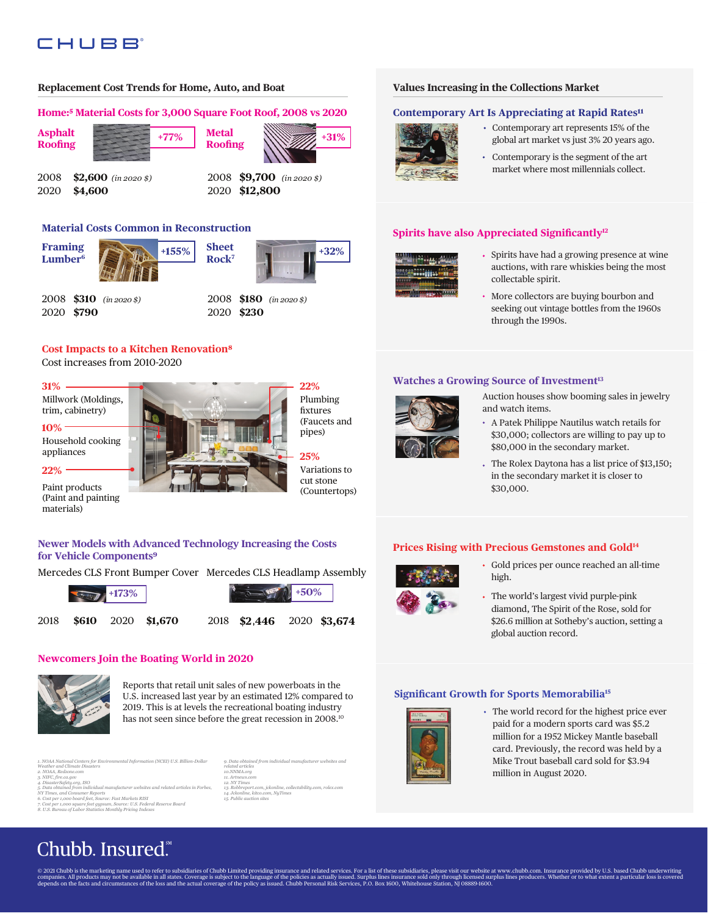# CHUBB

## Replacement Cost Trends for Home, Auto, and Boat

### Home:[5] Material Costs for 3,000 Square Foot Roof, 2008 vs 2020

**Asphalt Roofing** +77%

2008 **$2,600** *(in 2020 $)*
2020 **$4,600**

**Metal Roofing** +31%

2008 **$9,700** *(in 2020 $)*
2020 **$12,800**

### Material Costs Common in Reconstruction

**Framing Lumber**[6] +155%

2008 **$310** *(in 2020 $)*
2020 **$790**

**Sheet Rock**[7] +32%

2008 **$180** *(in 2020 $)*
2020 **$230**

### Cost Impacts to a Kitchen Renovation[8]

Cost increases from 2010-2020

- **31%** Millwork (Moldings, trim, cabinetry)
- **10%** Household cooking appliances
- **22%** Paint products (Paint and painting materials)
- **22%** Plumbing fixtures (Faucets and pipes)
- **25%** Variations to cut stone (Countertops)

### Newer Models with Advanced Technology Increasing the Costs for Vehicle Components[9]

Mercedes CLS Front Bumper Cover +173%

2018 **$610** 2020 **$1,670**

Mercedes CLS Headlamp Assembly +50%

2018 **$2,446** 2020 **$3,674**

### Newcomers Join the Boating World in 2020

Reports that retail unit sales of new powerboats in the U.S. increased last year by an estimated 12% compared to 2019. This is at levels the recreational boating industry has not seen since before the great recession in 2008.[10]

## Values Increasing in the Collections Market

### Contemporary Art Is Appreciating at Rapid Rates[11]

- Contemporary art represents 15% of the global art market vs just 3% 20 years ago.
- Contemporary is the segment of the art market where most millennials collect.

### Spirits have also Appreciated Significantly[12]

- Spirits have had a growing presence at wine auctions, with rare whiskies being the most collectable spirit.
- More collectors are buying bourbon and seeking out vintage bottles from the 1960s through the 1990s.

### Watches a Growing Source of Investment[13]

Auction houses show booming sales in jewelry and watch items.

- A Patek Philippe Nautilus watch retails for $30,000; collectors are willing to pay up to $80,000 in the secondary market.
- The Rolex Daytona has a list price of $13,150; in the secondary market it is closer to $30,000.

### Prices Rising with Precious Gemstones and Gold[14]

- Gold prices per ounce reached an all-time high.
- The world's largest vivid purple-pink diamond, The Spirit of the Rose, sold for $26.6 million at Sotheby's auction, setting a global auction record.

### Significant Growth for Sports Memorabilia[15]

- The world record for the highest price ever paid for a modern sports card was $5.2 million for a 1952 Mickey Mantle baseball card. Previously, the record was held by a Mike Trout baseball card sold for $3.94 million in August 2020.

1. NOAA National Centers for Environmental Information (NCEI) U.S. Billion-Dollar Weather and Climate Disasters
2. NOAA, Redzone.com
3. NIFC, fire.ca.gov
4. DisasterSafety.org, ISO
5. Data obtained from individual manufacturer websites and related articles in Forbes, NY Times, and Consumer Reports
6. Cost per 1,000 board feet, Source: Fast Markets RISI
7. Cost per 1,000 square feet gypsum, Source: U.S. Federal Reserve Board
8. U.S. Bureau of Labor Statistics Monthly Pricing Indexes
9. Data obtained from individual manufacturer websites and related articles
10. NNMA.org
11. Artnews.com
12. NY Times
13. Robbreport.com, jckonline, collectability.com, rolex.com
14. Jckonline, kitco.com, NyTimes
15. Public auction sites

Chubb. Insured.℠

© 2021 Chubb is the marketing name used to refer to subsidiaries of Chubb Limited providing insurance and related services. For a list of these subsidiaries, please visit our website at www.chubb.com. Insurance provided by U.S. based Chubb underwriting companies. All products may not be available in all states. Coverage is subject to the language of the policies as actually issued. Surplus lines insurance sold only through licensed surplus lines producers. Whether or to what extent a particular loss is covered depends on the facts and circumstances of the loss and the actual coverage of the policy as issued. Chubb Personal Risk Services, P.O. Box 1600, Whitehouse Station, NJ 08889-1600.